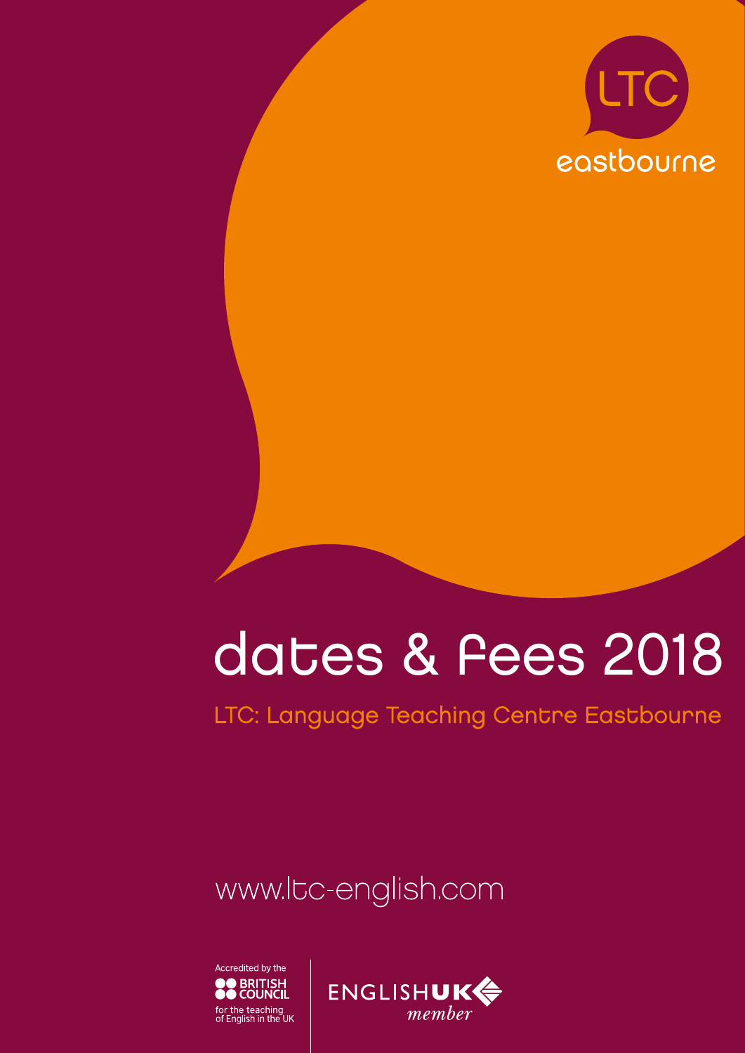LTC
eastbourne

# dates & fees 2018

## LTC: Language Teaching Centre Eastbourne

www.ltc-english.com

Accredited by the BRITISH COUNCIL for the teaching of English in the UK

ENGLISH UK *member*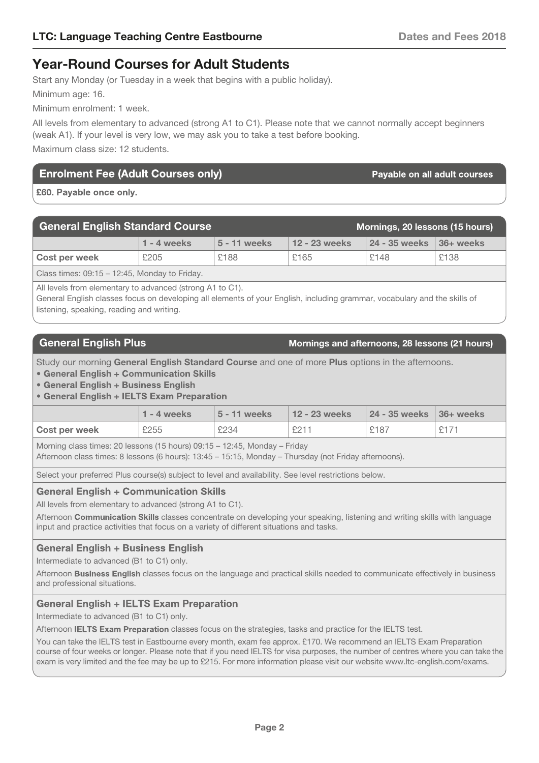# Year-Round Courses for Adult Students

Start any Monday (or Tuesday in a week that begins with a public holiday).

Minimum age: 16.

Minimum enrolment: 1 week.

All levels from elementary to advanced (strong A1 to C1). Please note that we cannot normally accept beginners (weak A1). If your level is very low, we may ask you to take a test before booking.

Maximum class size: 12 students.

## Enrolment Fee (Adult Courses only)

**Payable on all adult courses**

**£60. Payable once only.**

## General English Standard Course

**Mornings, 20 lessons (15 hours)**

| | 1 - 4 weeks | 5 - 11 weeks | 12 - 23 weeks | 24 - 35 weeks | 36+ weeks |
|---|---|---|---|---|---|
| **Cost per week** | £205 | £188 | £165 | £148 | £138 |

Class times: 09:15 – 12:45, Monday to Friday.

All levels from elementary to advanced (strong A1 to C1).
General English classes focus on developing all elements of your English, including grammar, vocabulary and the skills of listening, speaking, reading and writing.

## General English Plus

**Mornings and afternoons, 28 lessons (21 hours)**

Study our morning **General English Standard Course** and one of more **Plus** options in the afternoons.

- **General English + Communication Skills**
- **General English + Business English**
- **General English + IELTS Exam Preparation**

| | 1 - 4 weeks | 5 - 11 weeks | 12 - 23 weeks | 24 - 35 weeks | 36+ weeks |
|---|---|---|---|---|---|
| **Cost per week** | £255 | £234 | £211 | £187 | £171 |

Morning class times: 20 lessons (15 hours) 09:15 – 12:45, Monday – Friday
Afternoon class times: 8 lessons (6 hours): 13:45 – 15:15, Monday – Thursday (not Friday afternoons).

Select your preferred Plus course(s) subject to level and availability. See level restrictions below.

### General English + Communication Skills

All levels from elementary to advanced (strong A1 to C1).

Afternoon **Communication Skills** classes concentrate on developing your speaking, listening and writing skills with language input and practice activities that focus on a variety of different situations and tasks.

### General English + Business English

Intermediate to advanced (B1 to C1) only.

Afternoon **Business English** classes focus on the language and practical skills needed to communicate effectively in business and professional situations.

### General English + IELTS Exam Preparation

Intermediate to advanced (B1 to C1) only.

Afternoon **IELTS Exam Preparation** classes focus on the strategies, tasks and practice for the IELTS test.

You can take the IELTS test in Eastbourne every month, exam fee approx. £170. We recommend an IELTS Exam Preparation course of four weeks or longer. Please note that if you need IELTS for visa purposes, the number of centres where you can take the exam is very limited and the fee may be up to £215. For more information please visit our website www.ltc-english.com/exams.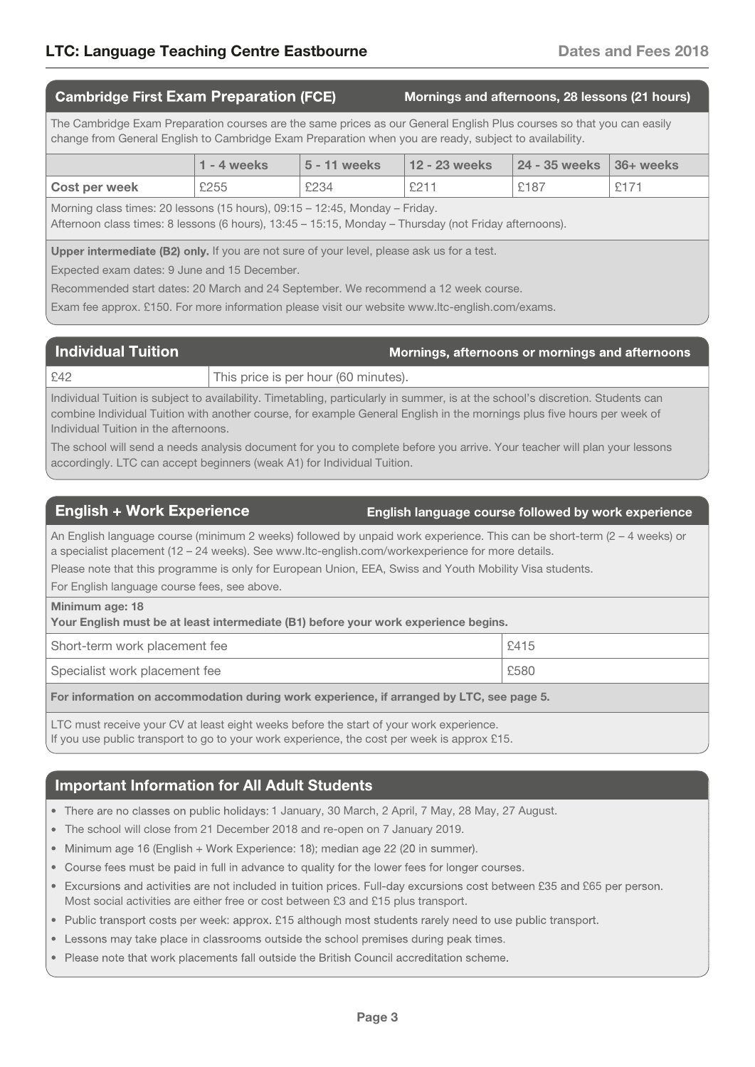## Cambridge First Exam Preparation (FCE)

**Mornings and afternoons, 28 lessons (21 hours)**

The Cambridge Exam Preparation courses are the same prices as our General English Plus courses so that you can easily change from General English to Cambridge Exam Preparation when you are ready, subject to availability.

| | 1 - 4 weeks | 5 - 11 weeks | 12 - 23 weeks | 24 - 35 weeks | 36+ weeks |
|---|---|---|---|---|---|
| **Cost per week** | £255 | £234 | £211 | £187 | £171 |

Morning class times: 20 lessons (15 hours), 09:15 – 12:45, Monday – Friday.
Afternoon class times: 8 lessons (6 hours), 13:45 – 15:15, Monday – Thursday (not Friday afternoons).

**Upper intermediate (B2) only.** If you are not sure of your level, please ask us for a test.

Expected exam dates: 9 June and 15 December.

Recommended start dates: 20 March and 24 September. We recommend a 12 week course.

Exam fee approx. £150. For more information please visit our website www.ltc-english.com/exams.

## Individual Tuition

**Mornings, afternoons or mornings and afternoons**

| | |
|---|---|
| £42 | This price is per hour (60 minutes). |

Individual Tuition is subject to availability. Timetabling, particularly in summer, is at the school's discretion. Students can combine Individual Tuition with another course, for example General English in the mornings plus five hours per week of Individual Tuition in the afternoons.

The school will send a needs analysis document for you to complete before you arrive. Your teacher will plan your lessons accordingly. LTC can accept beginners (weak A1) for Individual Tuition.

## English + Work Experience

**English language course followed by work experience**

An English language course (minimum 2 weeks) followed by unpaid work experience. This can be short-term (2 – 4 weeks) or a specialist placement (12 – 24 weeks). See www.ltc-english.com/workexperience for more details.

Please note that this programme is only for European Union, EEA, Swiss and Youth Mobility Visa students.

For English language course fees, see above.

**Minimum age: 18**
**Your English must be at least intermediate (B1) before your work experience begins.**

| | |
|---|---|
| Short-term work placement fee | £415 |
| Specialist work placement fee | £580 |

**For information on accommodation during work experience, if arranged by LTC, see page 5.**

LTC must receive your CV at least eight weeks before the start of your work experience.
If you use public transport to go to your work experience, the cost per week is approx £15.

## Important Information for All Adult Students

- There are no classes on public holidays: 1 January, 30 March, 2 April, 7 May, 28 May, 27 August.
- The school will close from 21 December 2018 and re-open on 7 January 2019.
- Minimum age 16 (English + Work Experience: 18); median age 22 (20 in summer).
- Course fees must be paid in full in advance to quality for the lower fees for longer courses.
- Excursions and activities are not included in tuition prices. Full-day excursions cost between £35 and £65 per person. Most social activities are either free or cost between £3 and £15 plus transport.
- Public transport costs per week: approx. £15 although most students rarely need to use public transport.
- Lessons may take place in classrooms outside the school premises during peak times.
- Please note that work placements fall outside the British Council accreditation scheme.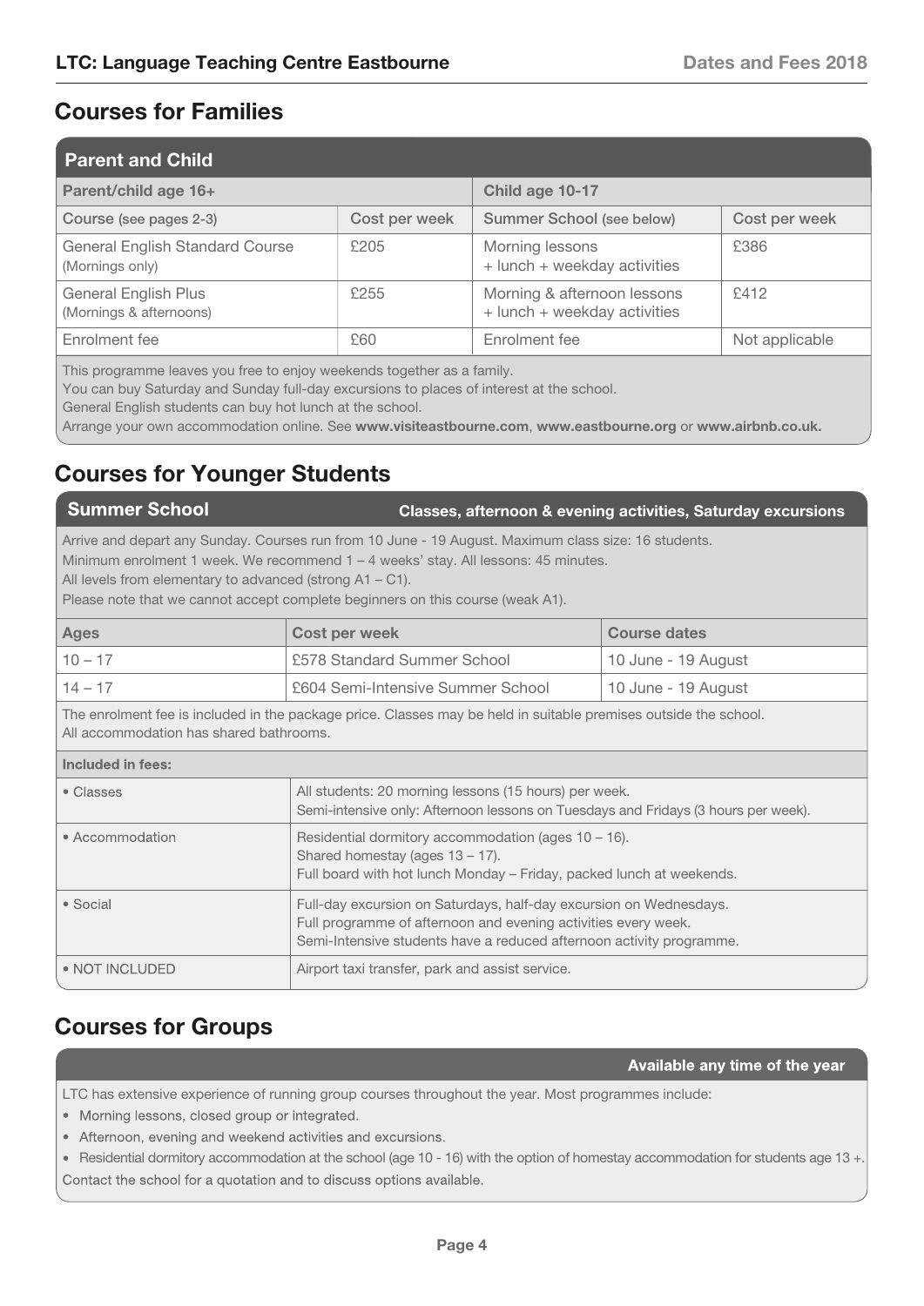## Courses for Families

| Parent and Child | | | |
|---|---|---|---|
| **Parent/child age 16+** | | **Child age 10-17** | |
| Course (see pages 2-3) | Cost per week | Summer School (see below) | Cost per week |
| General English Standard Course (Mornings only) | £205 | Morning lessons + lunch + weekday activities | £386 |
| General English Plus (Mornings & afternoons) | £255 | Morning & afternoon lessons + lunch + weekday activities | £412 |
| Enrolment fee | £60 | Enrolment fee | Not applicable |

This programme leaves you free to enjoy weekends together as a family.
You can buy Saturday and Sunday full-day excursions to places of interest at the school.
General English students can buy hot lunch at the school.
Arrange your own accommodation online. See **www.visiteastbourne.com**, **www.eastbourne.org** or **www.airbnb.co.uk.**

## Courses for Younger Students

### Summer School

**Classes, afternoon & evening activities, Saturday excursions**

Arrive and depart any Sunday. Courses run from 10 June - 19 August. Maximum class size: 16 students.
Minimum enrolment 1 week. We recommend 1 – 4 weeks' stay. All lessons: 45 minutes.
All levels from elementary to advanced (strong A1 – C1).
Please note that we cannot accept complete beginners on this course (weak A1).

| Ages | Cost per week | Course dates |
|---|---|---|
| 10 – 17 | £578 Standard Summer School | 10 June - 19 August |
| 14 – 17 | £604 Semi-Intensive Summer School | 10 June - 19 August |

The enrolment fee is included in the package price. Classes may be held in suitable premises outside the school.
All accommodation has shared bathrooms.

| Included in fees: | |
|---|---|
| • Classes | All students: 20 morning lessons (15 hours) per week. Semi-intensive only: Afternoon lessons on Tuesdays and Fridays (3 hours per week). |
| • Accommodation | Residential dormitory accommodation (ages 10 – 16). Shared homestay (ages 13 – 17). Full board with hot lunch Monday – Friday, packed lunch at weekends. |
| • Social | Full-day excursion on Saturdays, half-day excursion on Wednesdays. Full programme of afternoon and evening activities every week. Semi-Intensive students have a reduced afternoon activity programme. |
| • NOT INCLUDED | Airport taxi transfer, park and assist service. |

## Courses for Groups

**Available any time of the year**

LTC has extensive experience of running group courses throughout the year. Most programmes include:

- Morning lessons, closed group or integrated.
- Afternoon, evening and weekend activities and excursions.
- Residential dormitory accommodation at the school (age 10 - 16) with the option of homestay accommodation for students age 13 +.

Contact the school for a quotation and to discuss options available.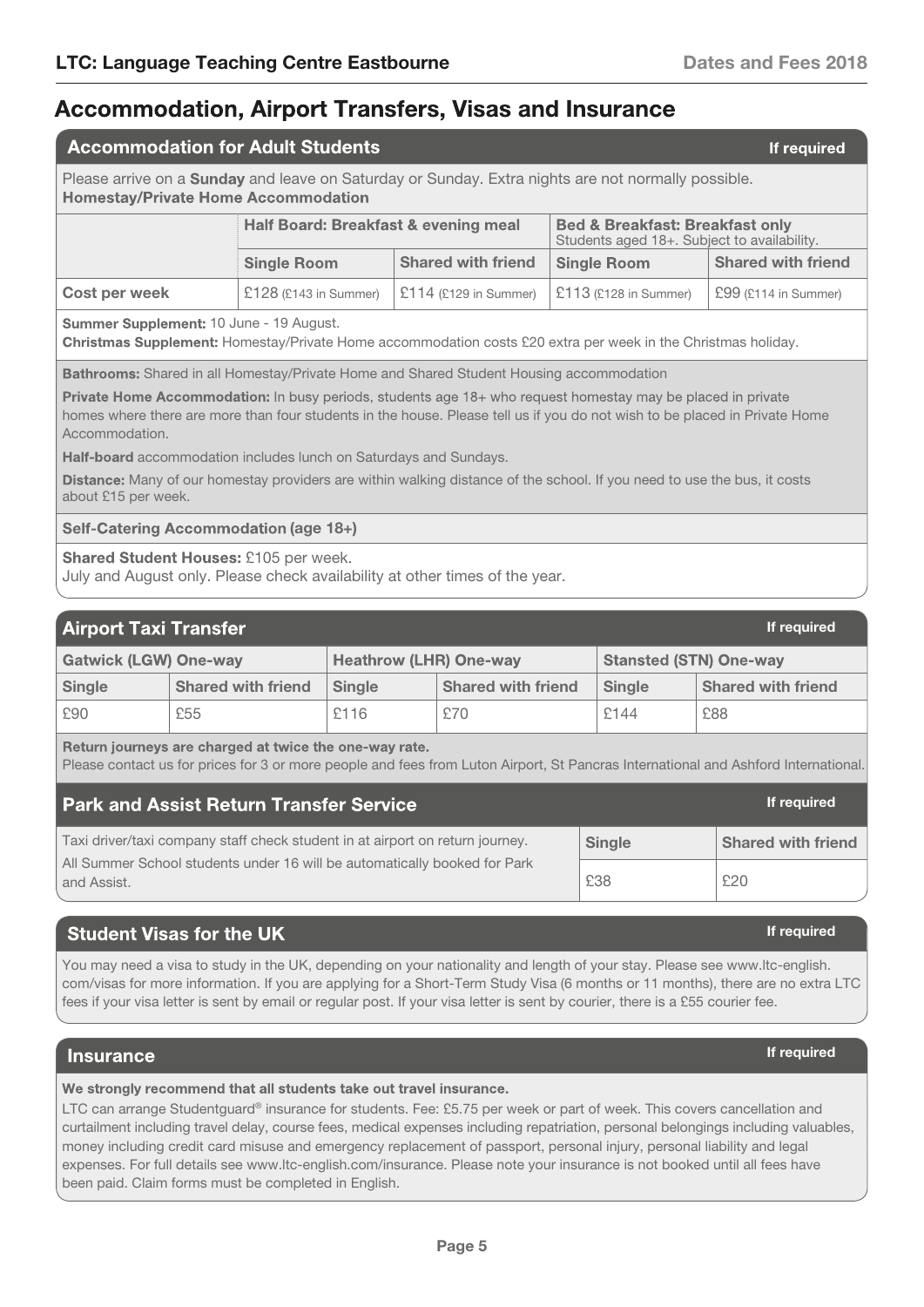# Accommodation, Airport Transfers, Visas and Insurance

## Accommodation for Adult Students

If required

Please arrive on a **Sunday** and leave on Saturday or Sunday. Extra nights are not normally possible.

**Homestay/Private Home Accommodation**

| | Half Board: Breakfast & evening meal | | Bed & Breakfast: Breakfast only Students aged 18+. Subject to availability. | |
|---|---|---|---|---|
| | **Single Room** | **Shared with friend** | **Single Room** | **Shared with friend** |
| **Cost per week** | £128 (£143 in Summer) | £114 (£129 in Summer) | £113 (£128 in Summer) | £99 (£114 in Summer) |

**Summer Supplement:** 10 June - 19 August.

**Christmas Supplement:** Homestay/Private Home accommodation costs £20 extra per week in the Christmas holiday.

**Bathrooms:** Shared in all Homestay/Private Home and Shared Student Housing accommodation

**Private Home Accommodation:** In busy periods, students age 18+ who request homestay may be placed in private homes where there are more than four students in the house. Please tell us if you do not wish to be placed in Private Home Accommodation.

**Half-board** accommodation includes lunch on Saturdays and Sundays.

**Distance:** Many of our homestay providers are within walking distance of the school. If you need to use the bus, it costs about £15 per week.

**Self-Catering Accommodation (age 18+)**

**Shared Student Houses:** £105 per week.
July and August only. Please check availability at other times of the year.

## Airport Taxi Transfer

If required

| Gatwick (LGW) One-way | | Heathrow (LHR) One-way | | Stansted (STN) One-way | |
|---|---|---|---|---|---|
| **Single** | **Shared with friend** | **Single** | **Shared with friend** | **Single** | **Shared with friend** |
| £90 | £55 | £116 | £70 | £144 | £88 |

**Return journeys are charged at twice the one-way rate.**
Please contact us for prices for 3 or more people and fees from Luton Airport, St Pancras International and Ashford International.

## Park and Assist Return Transfer Service

If required

Taxi driver/taxi company staff check student in at airport on return journey.

All Summer School students under 16 will be automatically booked for Park and Assist.

| Single | Shared with friend |
|---|---|
| £38 | £20 |

## Student Visas for the UK

If required

You may need a visa to study in the UK, depending on your nationality and length of your stay. Please see www.ltc-english.com/visas for more information. If you are applying for a Short-Term Study Visa (6 months or 11 months), there are no extra LTC fees if your visa letter is sent by email or regular post. If your visa letter is sent by courier, there is a £55 courier fee.

## Insurance

If required

**We strongly recommend that all students take out travel insurance.**

LTC can arrange Studentguard® insurance for students. Fee: £5.75 per week or part of week. This covers cancellation and curtailment including travel delay, course fees, medical expenses including repatriation, personal belongings including valuables, money including credit card misuse and emergency replacement of passport, personal injury, personal liability and legal expenses. For full details see www.ltc-english.com/insurance. Please note your insurance is not booked until all fees have been paid. Claim forms must be completed in English.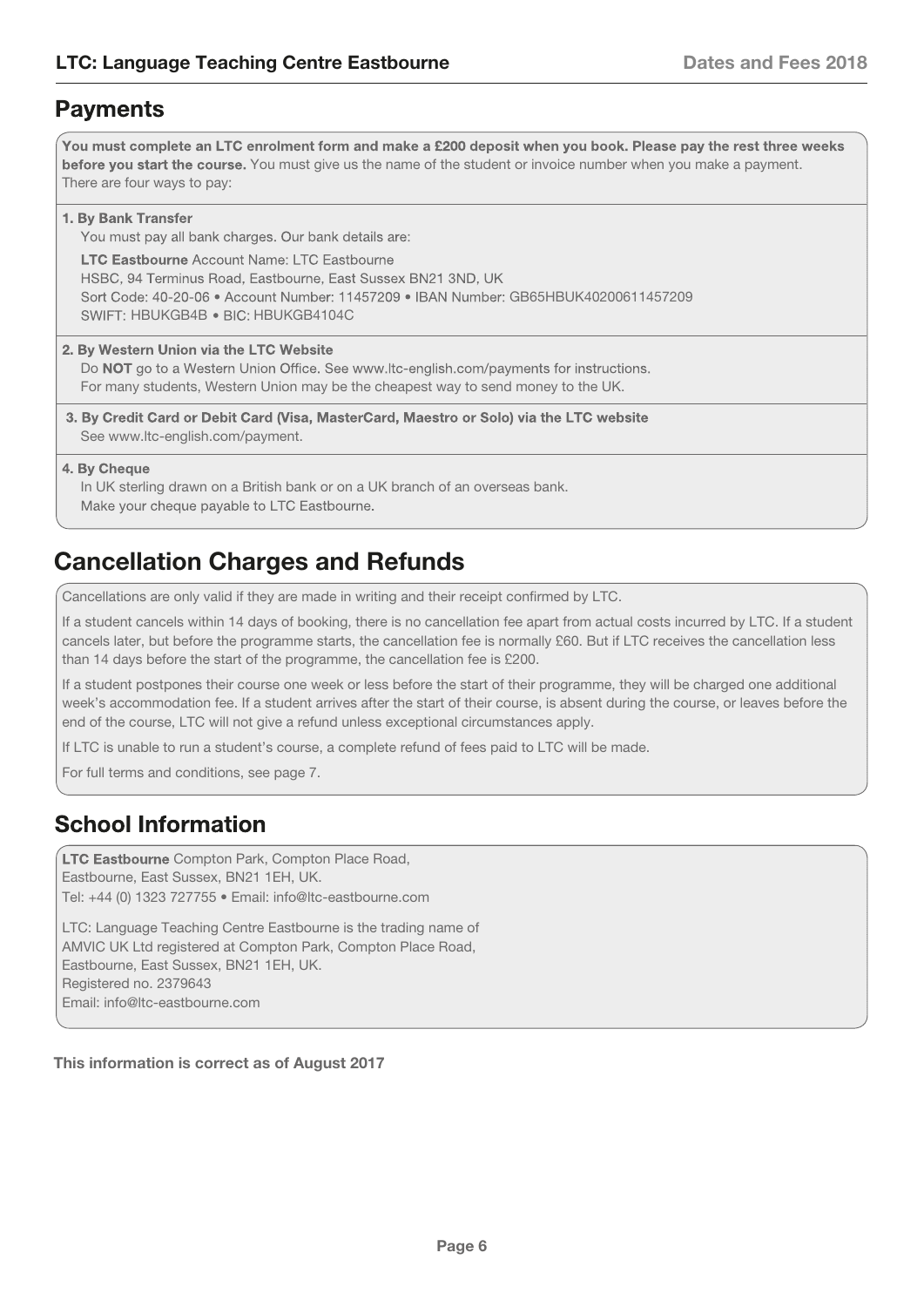## Payments

**You must complete an LTC enrolment form and make a £200 deposit when you book. Please pay the rest three weeks before you start the course.** You must give us the name of the student or invoice number when you make a payment. There are four ways to pay:

**1. By Bank Transfer**

You must pay all bank charges. Our bank details are:

**LTC Eastbourne** Account Name: LTC Eastbourne
HSBC, 94 Terminus Road, Eastbourne, East Sussex BN21 3ND, UK
Sort Code: 40-20-06 • Account Number: 11457209 • IBAN Number: GB65HBUK40200611457209
SWIFT: HBUKGB4B • BIC: HBUKGB4104C

**2. By Western Union via the LTC Website**

Do **NOT** go to a Western Union Office. See www.ltc-english.com/payments for instructions.
For many students, Western Union may be the cheapest way to send money to the UK.

**3. By Credit Card or Debit Card (Visa, MasterCard, Maestro or Solo) via the LTC website**

See www.ltc-english.com/payment.

**4. By Cheque**

In UK sterling drawn on a British bank or on a UK branch of an overseas bank.
Make your cheque payable to LTC Eastbourne.

## Cancellation Charges and Refunds

Cancellations are only valid if they are made in writing and their receipt confirmed by LTC.

If a student cancels within 14 days of booking, there is no cancellation fee apart from actual costs incurred by LTC. If a student cancels later, but before the programme starts, the cancellation fee is normally £60. But if LTC receives the cancellation less than 14 days before the start of the programme, the cancellation fee is £200.

If a student postpones their course one week or less before the start of their programme, they will be charged one additional week's accommodation fee. If a student arrives after the start of their course, is absent during the course, or leaves before the end of the course, LTC will not give a refund unless exceptional circumstances apply.

If LTC is unable to run a student's course, a complete refund of fees paid to LTC will be made.

For full terms and conditions, see page 7.

## School Information

**LTC Eastbourne** Compton Park, Compton Place Road,
Eastbourne, East Sussex, BN21 1EH, UK.
Tel: +44 (0) 1323 727755 • Email: info@ltc-eastbourne.com

LTC: Language Teaching Centre Eastbourne is the trading name of
AMVIC UK Ltd registered at Compton Park, Compton Place Road,
Eastbourne, East Sussex, BN21 1EH, UK.
Registered no. 2379643
Email: info@ltc-eastbourne.com

**This information is correct as of August 2017**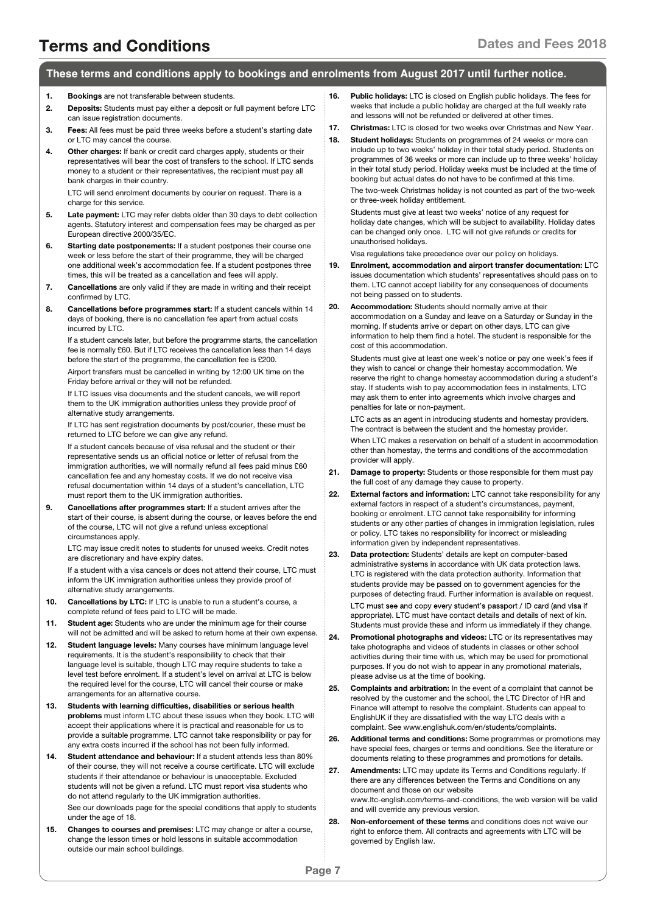# Terms and Conditions

**Dates and Fees 2018**

## These terms and conditions apply to bookings and enrolments from August 2017 until further notice.

1. **Bookings** are not transferable between students.
2. **Deposits:** Students must pay either a deposit or full payment before LTC can issue registration documents.
3. **Fees:** All fees must be paid three weeks before a student's starting date or LTC may cancel the course.
4. **Other charges:** If bank or credit card charges apply, students or their representatives will bear the cost of transfers to the school. If LTC sends money to a student or their representatives, the recipient must pay all bank charges in their country.

   LTC will send enrolment documents by courier on request. There is a charge for this service.
5. **Late payment:** LTC may refer debts older than 30 days to debt collection agents. Statutory interest and compensation fees may be charged as per European directive 2000/35/EC.
6. **Starting date postponements:** If a student postpones their course one week or less before the start of their programme, they will be charged one additional week's accommodation fee. If a student postpones three times, this will be treated as a cancellation and fees will apply.
7. **Cancellations** are only valid if they are made in writing and their receipt confirmed by LTC.
8. **Cancellations before programmes start:** If a student cancels within 14 days of booking, there is no cancellation fee apart from actual costs incurred by LTC.

   If a student cancels later, but before the programme starts, the cancellation fee is normally £60. But if LTC receives the cancellation less than 14 days before the start of the programme, the cancellation fee is £200.

   Airport transfers must be cancelled in writing by 12:00 UK time on the Friday before arrival or they will not be refunded.

   If LTC issues visa documents and the student cancels, we will report them to the UK immigration authorities unless they provide proof of alternative study arrangements.

   If LTC has sent registration documents by post/courier, these must be returned to LTC before we can give any refund.

   If a student cancels because of visa refusal and the student or their representative sends us an official notice or letter of refusal from the immigration authorities, we will normally refund all fees paid minus £60 cancellation fee and any homestay costs. If we do not receive visa refusal documentation within 14 days of a student's cancellation, LTC must report them to the UK immigration authorities.
9. **Cancellations after programmes start:** If a student arrives after the start of their course, is absent during the course, or leaves before the end of the course, LTC will not give a refund unless exceptional circumstances apply.

   LTC may issue credit notes to students for unused weeks. Credit notes are discretionary and have expiry dates.

   If a student with a visa cancels or does not attend their course, LTC must inform the UK immigration authorities unless they provide proof of alternative study arrangements.
10. **Cancellations by LTC:** If LTC is unable to run a student's course, a complete refund of fees paid to LTC will be made.
11. **Student age:** Students who are under the minimum age for their course will not be admitted and will be asked to return home at their own expense.
12. **Student language levels:** Many courses have minimum language level requirements. It is the student's responsibility to check that their language level is suitable, though LTC may require students to take a level test before enrolment. If a student's level on arrival at LTC is below the required level for the course, LTC will cancel their course or make arrangements for an alternative course.
13. **Students with learning difficulties, disabilities or serious health problems** must inform LTC about these issues when they book. LTC will accept their applications where it is practical and reasonable for us to provide a suitable programme. LTC cannot take responsibility or pay for any extra costs incurred if the school has not been fully informed.
14. **Student attendance and behaviour:** If a student attends less than 80% of their course, they will not receive a course certificate. LTC will exclude students if their attendance or behaviour is unacceptable. Excluded students will not be given a refund. LTC must report visa students who do not attend regularly to the UK immigration authorities.

    See our downloads page for the special conditions that apply to students under the age of 18.
15. **Changes to courses and premises:** LTC may change or alter a course, change the lesson times or hold lessons in suitable accommodation outside our main school buildings.
16. **Public holidays:** LTC is closed on English public holidays. The fees for weeks that include a public holiday are charged at the full weekly rate and lessons will not be refunded or delivered at other times.
17. **Christmas:** LTC is closed for two weeks over Christmas and New Year.
18. **Student holidays:** Students on programmes of 24 weeks or more can include up to two weeks' holiday in their total study period. Students on programmes of 36 weeks or more can include up to three weeks' holiday in their total study period. Holiday weeks must be included at the time of booking but actual dates do not have to be confirmed at this time.

    The two-week Christmas holiday is not counted as part of the two-week or three-week holiday entitlement.

    Students must give at least two weeks' notice of any request for holiday date changes, which will be subject to availability. Holiday dates can be changed only once. LTC will not give refunds or credits for unauthorised holidays.

    Visa regulations take precedence over our policy on holidays.
19. **Enrolment, accommodation and airport transfer documentation:** LTC issues documentation which students' representatives should pass on to them. LTC cannot accept liability for any consequences of documents not being passed on to students.
20. **Accommodation:** Students should normally arrive at their accommodation on a Sunday and leave on a Saturday or Sunday in the morning. If students arrive or depart on other days, LTC can give information to help them find a hotel. The student is responsible for the cost of this accommodation.

    Students must give at least one week's notice or pay one week's fees if they wish to cancel or change their homestay accommodation. We reserve the right to change homestay accommodation during a student's stay. If students wish to pay accommodation fees in instalments, LTC may ask them to enter into agreements which involve charges and penalties for late or non-payment.

    LTC acts as an agent in introducing students and homestay providers. The contract is between the student and the homestay provider.

    When LTC makes a reservation on behalf of a student in accommodation other than homestay, the terms and conditions of the accommodation provider will apply.
21. **Damage to property:** Students or those responsible for them must pay the full cost of any damage they cause to property.
22. **External factors and information:** LTC cannot take responsibility for any external factors in respect of a student's circumstances, payment, booking or enrolment. LTC cannot take responsibility for informing students or any other parties of changes in immigration legislation, rules or policy. LTC takes no responsibility for incorrect or misleading information given by independent representatives.
23. **Data protection:** Students' details are kept on computer-based administrative systems in accordance with UK data protection laws. LTC is registered with the data protection authority. Information that students provide may be passed on to government agencies for the purposes of detecting fraud. Further information is available on request.

    LTC must see and copy every student's passport / ID card (and visa if appropriate). LTC must have contact details and details of next of kin. Students must provide these and inform us immediately if they change.
24. **Promotional photographs and videos:** LTC or its representatives may take photographs and videos of students in classes or other school activities during their time with us, which may be used for promotional purposes. If you do not wish to appear in any promotional materials, please advise us at the time of booking.
25. **Complaints and arbitration:** In the event of a complaint that cannot be resolved by the customer and the school, the LTC Director of HR and Finance will attempt to resolve the complaint. Students can appeal to EnglishUK if they are dissatisfied with the way LTC deals with a complaint. See www.englishuk.com/en/students/complaints.
26. **Additional terms and conditions:** Some programmes or promotions may have special fees, charges or terms and conditions. See the literature or documents relating to these programmes and promotions for details.
27. **Amendments:** LTC may update its Terms and Conditions regularly. If there are any differences between the Terms and Conditions on any document and those on our website www.ltc-english.com/terms-and-conditions, the web version will be valid and will override any previous version.
28. **Non-enforcement of these terms** and conditions does not waive our right to enforce them. All contracts and agreements with LTC will be governed by English law.